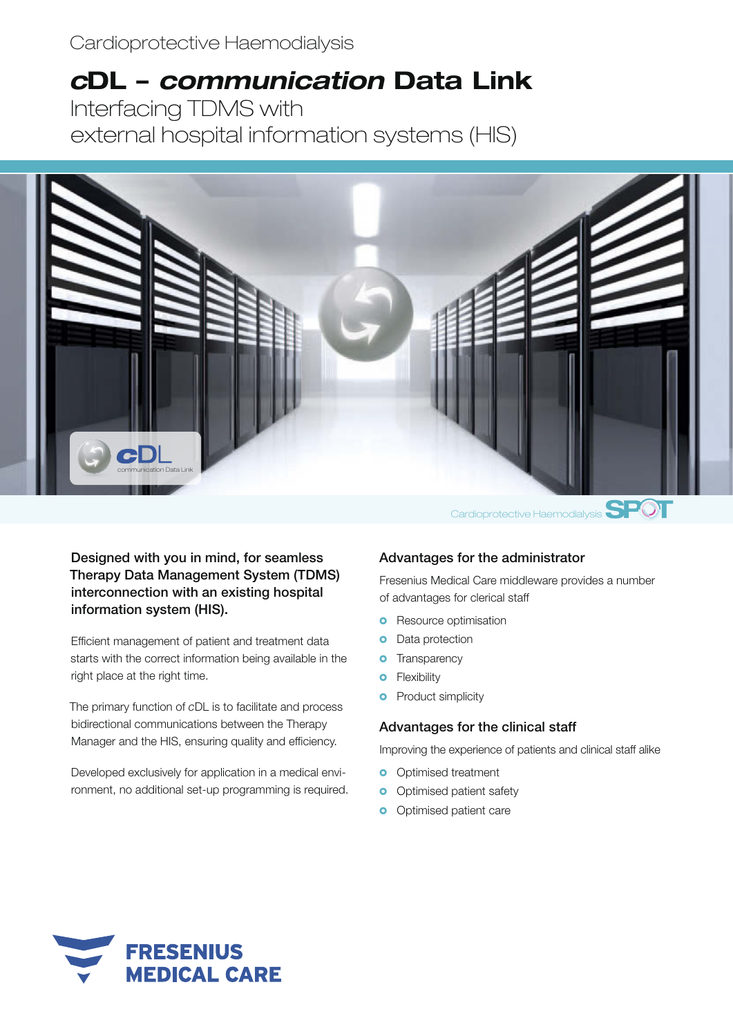Cardioprotective Haemodialysis

# *c*DL – *communication* Data Link

Interfacing TDMS with
external hospital information systems (HIS)

Cardioprotective Haemodialysis SPOT

**Designed with you in mind, for seamless Therapy Data Management System (TDMS) interconnection with an existing hospital information system (HIS).**

Efficient management of patient and treatment data starts with the correct information being available in the right place at the right time.

The primary function of *c*DL is to facilitate and process bidirectional communications between the Therapy Manager and the HIS, ensuring quality and efficiency.

Developed exclusively for application in a medical environment, no additional set-up programming is required.

## Advantages for the administrator

Fresenius Medical Care middleware provides a number of advantages for clerical staff

- Resource optimisation
- Data protection
- Transparency
- Flexibility
- Product simplicity

## Advantages for the clinical staff

Improving the experience of patients and clinical staff alike

- Optimised treatment
- Optimised patient safety
- Optimised patient care

FRESENIUS MEDICAL CARE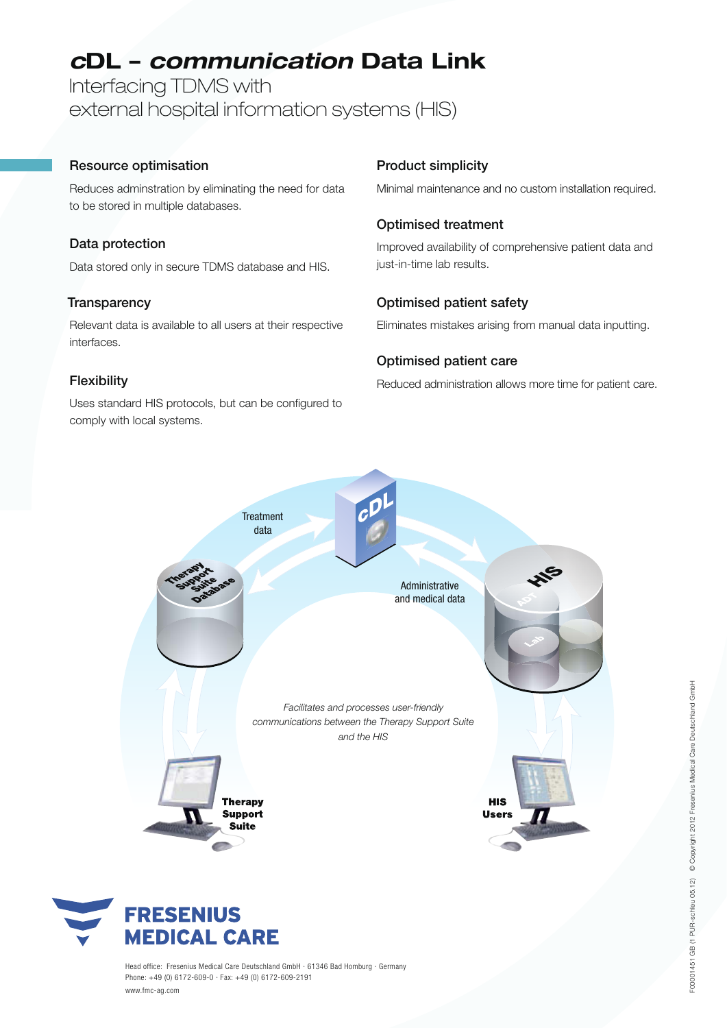# *c*DL – *communication* Data Link

Interfacing TDMS with
external hospital information systems (HIS)

### Resource optimisation

Reduces adminstration by eliminating the need for data to be stored in multiple databases.

### Data protection

Data stored only in secure TDMS database and HIS.

### Transparency

Relevant data is available to all users at their respective interfaces.

### Flexibility

Uses standard HIS protocols, but can be configured to comply with local systems.

### Product simplicity

Minimal maintenance and no custom installation required.

### Optimised treatment

Improved availability of comprehensive patient data and just-in-time lab results.

### Optimised patient safety

Eliminates mistakes arising from manual data inputting.

### Optimised patient care

Reduced administration allows more time for patient care.

Treatment data

cDL

Therapy Support Suite Database

Administrative and medical data

HIS

ADT

Lab

*Facilitates and processes user-friendly communications between the Therapy Support Suite and the HIS*

Therapy Support Suite

HIS Users

FRESENIUS MEDICAL CARE

Head office: Fresenius Medical Care Deutschland GmbH · 61346 Bad Homburg · Germany
Phone: +49 (0) 6172-609-0 · Fax: +49 (0) 6172-609-2191
www.fmc-ag.com

F00001451 GB (1 PUR-schleu 05.12) © Copyright 2012 Fresenius Medical Care Deutschland GmbH